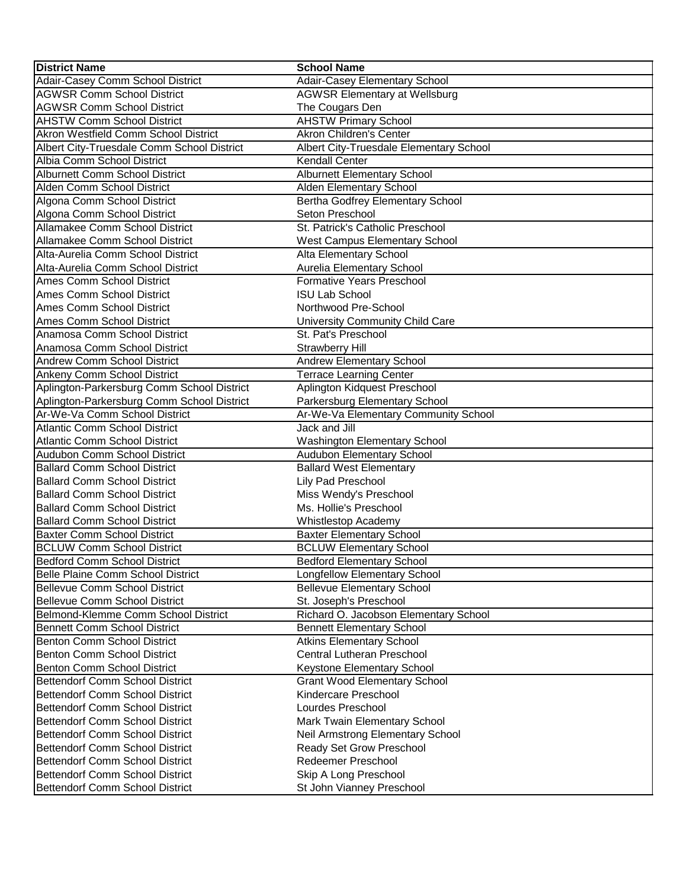| District Name | School Name |
| --- | --- |
| Adair-Casey Comm School District | Adair-Casey Elementary School |
| AGWSR Comm School District | AGWSR Elementary at Wellsburg |
| AGWSR Comm School District | The Cougars Den |
| AHSTW Comm School District | AHSTW Primary School |
| Akron Westfield Comm School District | Akron Children's Center |
| Albert City-Truesdale Comm School District | Albert City-Truesdale Elementary School |
| Albia Comm School District | Kendall Center |
| Alburnett Comm School District | Alburnett Elementary School |
| Alden Comm School District | Alden Elementary School |
| Algona Comm School District | Bertha Godfrey Elementary School |
| Algona Comm School District | Seton Preschool |
| Allamakee Comm School District | St. Patrick's Catholic Preschool |
| Allamakee Comm School District | West Campus Elementary School |
| Alta-Aurelia Comm School District | Alta Elementary School |
| Alta-Aurelia Comm School District | Aurelia Elementary School |
| Ames Comm School District | Formative Years Preschool |
| Ames Comm School District | ISU Lab School |
| Ames Comm School District | Northwood Pre-School |
| Ames Comm School District | University Community Child Care |
| Anamosa Comm School District | St. Pat's Preschool |
| Anamosa Comm School District | Strawberry Hill |
| Andrew Comm School District | Andrew Elementary School |
| Ankeny Comm School District | Terrace Learning Center |
| Aplington-Parkersburg Comm School District | Aplington Kidquest Preschool |
| Aplington-Parkersburg Comm School District | Parkersburg Elementary School |
| Ar-We-Va Comm School District | Ar-We-Va Elementary Community School |
| Atlantic Comm School District | Jack and Jill |
| Atlantic Comm School District | Washington Elementary School |
| Audubon Comm School District | Audubon Elementary School |
| Ballard Comm School District | Ballard West Elementary |
| Ballard Comm School District | Lily Pad Preschool |
| Ballard Comm School District | Miss Wendy's Preschool |
| Ballard Comm School District | Ms. Hollie's Preschool |
| Ballard Comm School District | Whistlestop Academy |
| Baxter Comm School District | Baxter Elementary School |
| BCLUW Comm School District | BCLUW Elementary School |
| Bedford Comm School District | Bedford Elementary School |
| Belle Plaine Comm School District | Longfellow Elementary School |
| Bellevue Comm School District | Bellevue Elementary School |
| Bellevue Comm School District | St. Joseph's Preschool |
| Belmond-Klemme Comm School District | Richard O. Jacobson Elementary School |
| Bennett Comm School District | Bennett Elementary School |
| Benton Comm School District | Atkins Elementary School |
| Benton Comm School District | Central Lutheran Preschool |
| Benton Comm School District | Keystone Elementary School |
| Bettendorf Comm School District | Grant Wood Elementary School |
| Bettendorf Comm School District | Kindercare Preschool |
| Bettendorf Comm School District | Lourdes Preschool |
| Bettendorf Comm School District | Mark Twain Elementary School |
| Bettendorf Comm School District | Neil Armstrong Elementary School |
| Bettendorf Comm School District | Ready Set Grow Preschool |
| Bettendorf Comm School District | Redeemer Preschool |
| Bettendorf Comm School District | Skip A Long Preschool |
| Bettendorf Comm School District | St John Vianney Preschool |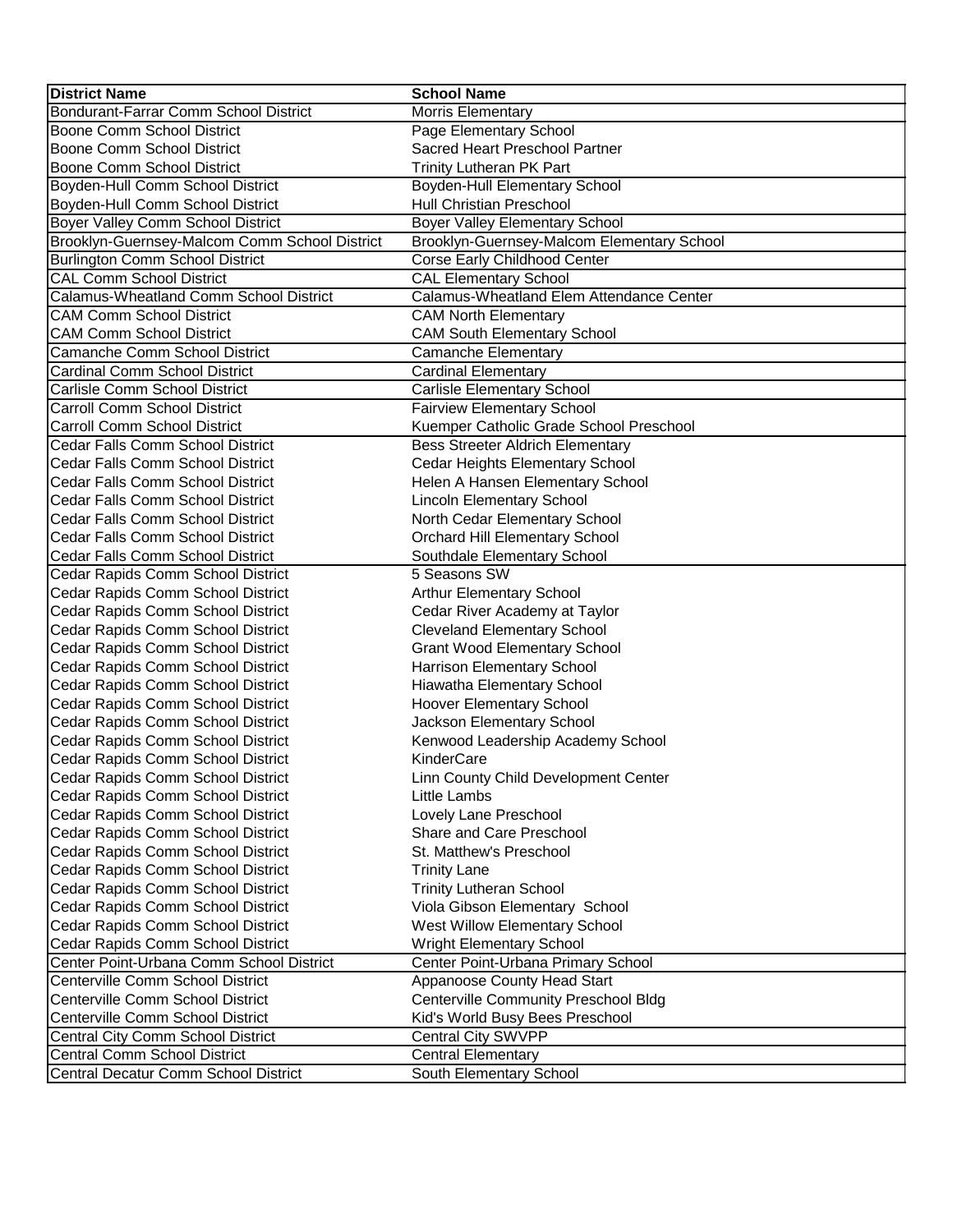| District Name | School Name |
| --- | --- |
| Bondurant-Farrar Comm School District | Morris Elementary |
| Boone Comm School District | Page Elementary School |
| Boone Comm School District | Sacred Heart Preschool Partner |
| Boone Comm School District | Trinity Lutheran PK Part |
| Boyden-Hull Comm School District | Boyden-Hull Elementary School |
| Boyden-Hull Comm School District | Hull Christian Preschool |
| Boyer Valley Comm School District | Boyer Valley Elementary School |
| Brooklyn-Guernsey-Malcom Comm School District | Brooklyn-Guernsey-Malcom Elementary School |
| Burlington Comm School District | Corse Early Childhood Center |
| CAL Comm School District | CAL Elementary School |
| Calamus-Wheatland Comm School District | Calamus-Wheatland Elem Attendance Center |
| CAM Comm School District | CAM North Elementary |
| CAM Comm School District | CAM South Elementary School |
| Camanche Comm School District | Camanche Elementary |
| Cardinal Comm School District | Cardinal Elementary |
| Carlisle Comm School District | Carlisle Elementary School |
| Carroll Comm School District | Fairview Elementary School |
| Carroll Comm School District | Kuemper Catholic Grade School Preschool |
| Cedar Falls Comm School District | Bess Streeter Aldrich Elementary |
| Cedar Falls Comm School District | Cedar Heights Elementary School |
| Cedar Falls Comm School District | Helen A Hansen Elementary School |
| Cedar Falls Comm School District | Lincoln Elementary School |
| Cedar Falls Comm School District | North Cedar Elementary School |
| Cedar Falls Comm School District | Orchard Hill Elementary School |
| Cedar Falls Comm School District | Southdale Elementary School |
| Cedar Rapids Comm School District | 5 Seasons SW |
| Cedar Rapids Comm School District | Arthur Elementary School |
| Cedar Rapids Comm School District | Cedar River Academy at Taylor |
| Cedar Rapids Comm School District | Cleveland Elementary School |
| Cedar Rapids Comm School District | Grant Wood Elementary School |
| Cedar Rapids Comm School District | Harrison Elementary School |
| Cedar Rapids Comm School District | Hiawatha Elementary School |
| Cedar Rapids Comm School District | Hoover Elementary School |
| Cedar Rapids Comm School District | Jackson Elementary School |
| Cedar Rapids Comm School District | Kenwood Leadership Academy School |
| Cedar Rapids Comm School District | KinderCare |
| Cedar Rapids Comm School District | Linn County Child Development Center |
| Cedar Rapids Comm School District | Little Lambs |
| Cedar Rapids Comm School District | Lovely Lane Preschool |
| Cedar Rapids Comm School District | Share and Care Preschool |
| Cedar Rapids Comm School District | St. Matthew's Preschool |
| Cedar Rapids Comm School District | Trinity Lane |
| Cedar Rapids Comm School District | Trinity Lutheran School |
| Cedar Rapids Comm School District | Viola Gibson Elementary School |
| Cedar Rapids Comm School District | West Willow Elementary School |
| Cedar Rapids Comm School District | Wright Elementary School |
| Center Point-Urbana Comm School District | Center Point-Urbana Primary School |
| Centerville Comm School District | Appanoose County Head Start |
| Centerville Comm School District | Centerville Community Preschool Bldg |
| Centerville Comm School District | Kid's World Busy Bees Preschool |
| Central City Comm School District | Central City SWVPP |
| Central Comm School District | Central Elementary |
| Central Decatur Comm School District | South Elementary School |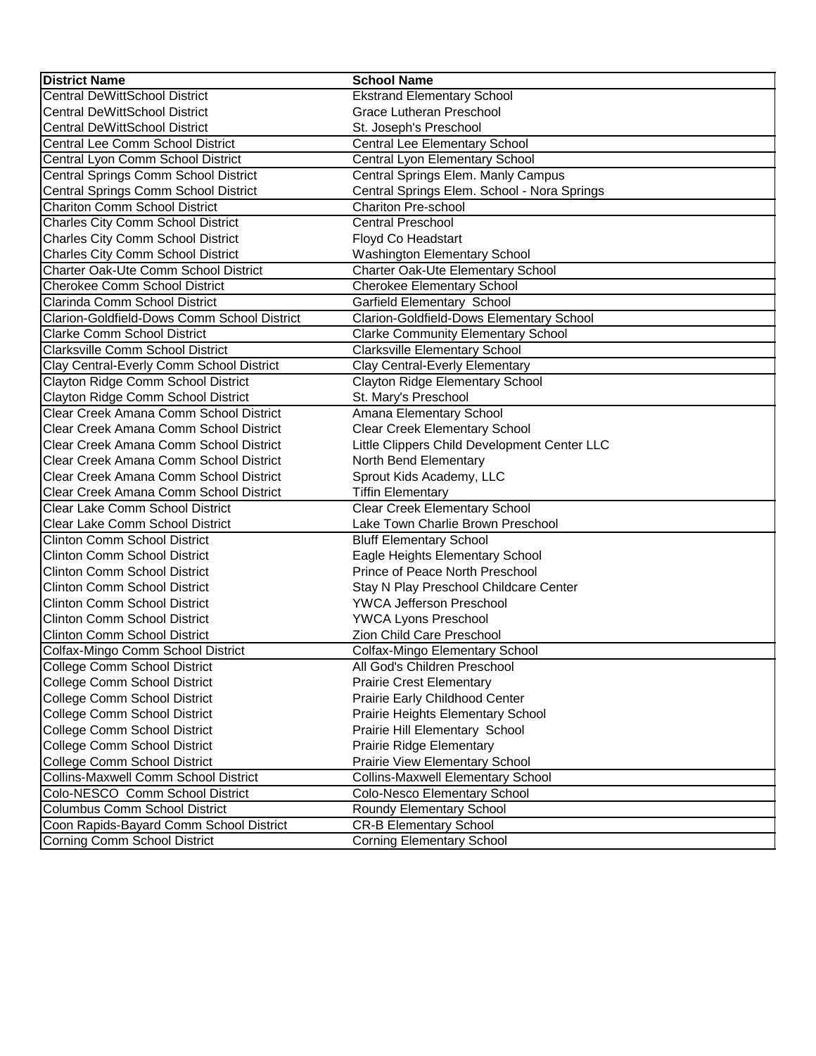| District Name | School Name |
| --- | --- |
| Central DeWittSchool District | Ekstrand Elementary School |
| Central DeWittSchool District | Grace Lutheran Preschool |
| Central DeWittSchool District | St. Joseph's Preschool |
| Central Lee Comm School District | Central Lee Elementary School |
| Central Lyon Comm School District | Central Lyon Elementary School |
| Central Springs Comm School District | Central Springs Elem. Manly Campus |
| Central Springs Comm School District | Central Springs Elem. School - Nora Springs |
| Chariton Comm School District | Chariton Pre-school |
| Charles City Comm School District | Central Preschool |
| Charles City Comm School District | Floyd Co Headstart |
| Charles City Comm School District | Washington Elementary School |
| Charter Oak-Ute Comm School District | Charter Oak-Ute Elementary School |
| Cherokee Comm School District | Cherokee Elementary School |
| Clarinda Comm School District | Garfield Elementary School |
| Clarion-Goldfield-Dows Comm School District | Clarion-Goldfield-Dows Elementary School |
| Clarke Comm School District | Clarke Community Elementary School |
| Clarksville Comm School District | Clarksville Elementary School |
| Clay Central-Everly Comm School District | Clay Central-Everly Elementary |
| Clayton Ridge Comm School District | Clayton Ridge Elementary School |
| Clayton Ridge Comm School District | St. Mary's Preschool |
| Clear Creek Amana Comm School District | Amana Elementary School |
| Clear Creek Amana Comm School District | Clear Creek Elementary School |
| Clear Creek Amana Comm School District | Little Clippers Child Development Center LLC |
| Clear Creek Amana Comm School District | North Bend Elementary |
| Clear Creek Amana Comm School District | Sprout Kids Academy, LLC |
| Clear Creek Amana Comm School District | Tiffin Elementary |
| Clear Lake Comm School District | Clear Creek Elementary School |
| Clear Lake Comm School District | Lake Town Charlie Brown Preschool |
| Clinton Comm School District | Bluff Elementary School |
| Clinton Comm School District | Eagle Heights Elementary School |
| Clinton Comm School District | Prince of Peace North Preschool |
| Clinton Comm School District | Stay N Play Preschool Childcare Center |
| Clinton Comm School District | YWCA Jefferson Preschool |
| Clinton Comm School District | YWCA Lyons Preschool |
| Clinton Comm School District | Zion Child Care Preschool |
| Colfax-Mingo Comm School District | Colfax-Mingo Elementary School |
| College Comm School District | All God's Children Preschool |
| College Comm School District | Prairie Crest Elementary |
| College Comm School District | Prairie Early Childhood Center |
| College Comm School District | Prairie Heights Elementary School |
| College Comm School District | Prairie Hill Elementary School |
| College Comm School District | Prairie Ridge Elementary |
| College Comm School District | Prairie View Elementary School |
| Collins-Maxwell Comm School District | Collins-Maxwell Elementary School |
| Colo-NESCO Comm School District | Colo-Nesco Elementary School |
| Columbus Comm School District | Roundy Elementary School |
| Coon Rapids-Bayard Comm School District | CR-B Elementary School |
| Corning Comm School District | Corning Elementary School |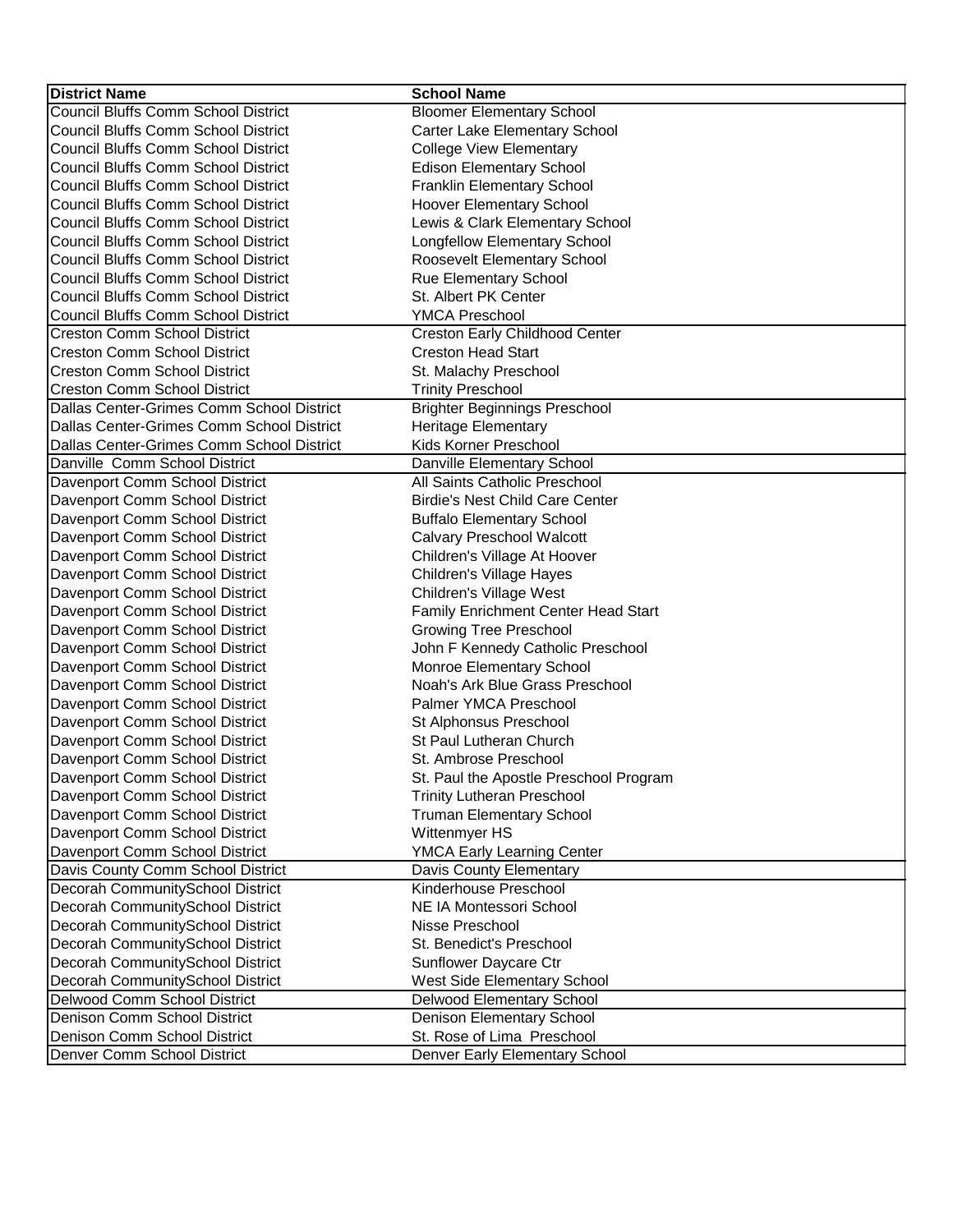| District Name | School Name |
| --- | --- |
| Council Bluffs Comm School District | Bloomer Elementary School |
| Council Bluffs Comm School District | Carter Lake Elementary School |
| Council Bluffs Comm School District | College View Elementary |
| Council Bluffs Comm School District | Edison Elementary School |
| Council Bluffs Comm School District | Franklin Elementary School |
| Council Bluffs Comm School District | Hoover Elementary School |
| Council Bluffs Comm School District | Lewis & Clark Elementary School |
| Council Bluffs Comm School District | Longfellow Elementary School |
| Council Bluffs Comm School District | Roosevelt Elementary School |
| Council Bluffs Comm School District | Rue Elementary School |
| Council Bluffs Comm School District | St. Albert PK Center |
| Council Bluffs Comm School District | YMCA Preschool |
| Creston Comm School District | Creston Early Childhood Center |
| Creston Comm School District | Creston Head Start |
| Creston Comm School District | St. Malachy Preschool |
| Creston Comm School District | Trinity Preschool |
| Dallas Center-Grimes Comm School District | Brighter Beginnings Preschool |
| Dallas Center-Grimes Comm School District | Heritage Elementary |
| Dallas Center-Grimes Comm School District | Kids Korner Preschool |
| Danville Comm School District | Danville Elementary School |
| Davenport Comm School District | All Saints Catholic Preschool |
| Davenport Comm School District | Birdie's Nest Child Care Center |
| Davenport Comm School District | Buffalo Elementary School |
| Davenport Comm School District | Calvary Preschool Walcott |
| Davenport Comm School District | Children's Village At Hoover |
| Davenport Comm School District | Children's Village Hayes |
| Davenport Comm School District | Children's Village West |
| Davenport Comm School District | Family Enrichment Center Head Start |
| Davenport Comm School District | Growing Tree Preschool |
| Davenport Comm School District | John F Kennedy Catholic Preschool |
| Davenport Comm School District | Monroe Elementary School |
| Davenport Comm School District | Noah's Ark Blue Grass Preschool |
| Davenport Comm School District | Palmer YMCA Preschool |
| Davenport Comm School District | St Alphonsus Preschool |
| Davenport Comm School District | St Paul Lutheran Church |
| Davenport Comm School District | St. Ambrose Preschool |
| Davenport Comm School District | St. Paul the Apostle Preschool Program |
| Davenport Comm School District | Trinity Lutheran Preschool |
| Davenport Comm School District | Truman Elementary School |
| Davenport Comm School District | Wittenmyer HS |
| Davenport Comm School District | YMCA Early Learning Center |
| Davis County Comm School District | Davis County Elementary |
| Decorah CommunitySchool District | Kinderhouse Preschool |
| Decorah CommunitySchool District | NE IA Montessori School |
| Decorah CommunitySchool District | Nisse Preschool |
| Decorah CommunitySchool District | St. Benedict's Preschool |
| Decorah CommunitySchool District | Sunflower Daycare Ctr |
| Decorah CommunitySchool District | West Side Elementary School |
| Delwood Comm School District | Delwood Elementary School |
| Denison Comm School District | Denison Elementary School |
| Denison Comm School District | St. Rose of Lima Preschool |
| Denver Comm School District | Denver Early Elementary School |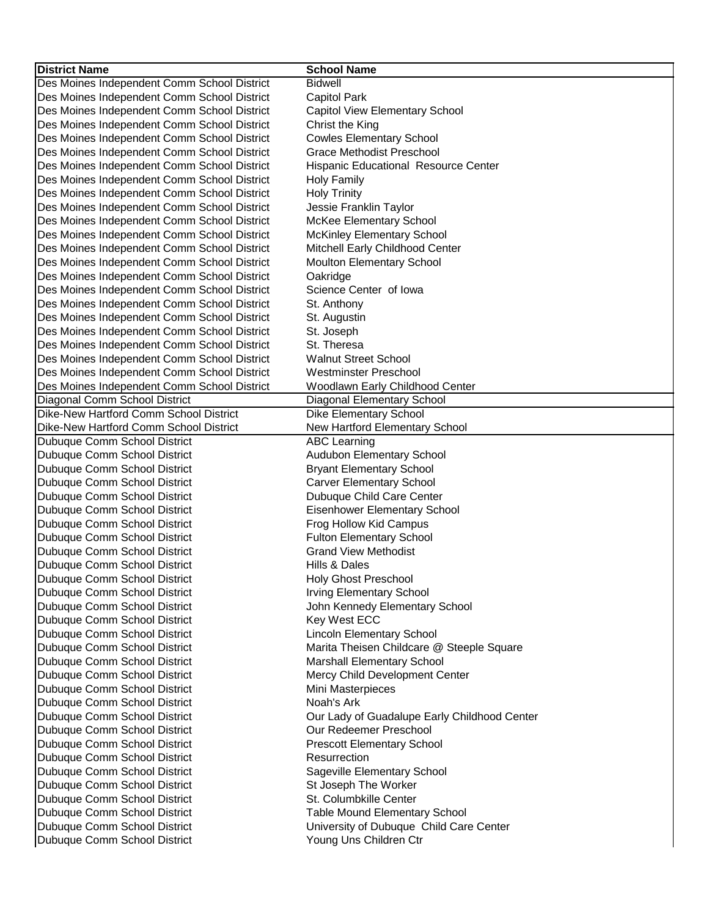| District Name | School Name |
|---|---|
| Des Moines Independent Comm School District | Bidwell |
| Des Moines Independent Comm School District | Capitol Park |
| Des Moines Independent Comm School District | Capitol View Elementary School |
| Des Moines Independent Comm School District | Christ the King |
| Des Moines Independent Comm School District | Cowles Elementary School |
| Des Moines Independent Comm School District | Grace Methodist Preschool |
| Des Moines Independent Comm School District | Hispanic Educational  Resource Center |
| Des Moines Independent Comm School District | Holy Family |
| Des Moines Independent Comm School District | Holy Trinity |
| Des Moines Independent Comm School District | Jessie Franklin Taylor |
| Des Moines Independent Comm School District | McKee Elementary School |
| Des Moines Independent Comm School District | McKinley Elementary School |
| Des Moines Independent Comm School District | Mitchell Early Childhood Center |
| Des Moines Independent Comm School District | Moulton Elementary School |
| Des Moines Independent Comm School District | Oakridge |
| Des Moines Independent Comm School District | Science Center  of Iowa |
| Des Moines Independent Comm School District | St. Anthony |
| Des Moines Independent Comm School District | St. Augustin |
| Des Moines Independent Comm School District | St. Joseph |
| Des Moines Independent Comm School District | St. Theresa |
| Des Moines Independent Comm School District | Walnut Street School |
| Des Moines Independent Comm School District | Westminster Preschool |
| Des Moines Independent Comm School District | Woodlawn Early Childhood Center |
| Diagonal Comm School District | Diagonal Elementary School |
| Dike-New Hartford Comm School District | Dike Elementary School |
| Dike-New Hartford Comm School District | New Hartford Elementary School |
| Dubuque Comm School District | ABC Learning |
| Dubuque Comm School District | Audubon Elementary School |
| Dubuque Comm School District | Bryant Elementary School |
| Dubuque Comm School District | Carver Elementary School |
| Dubuque Comm School District | Dubuque Child Care Center |
| Dubuque Comm School District | Eisenhower Elementary School |
| Dubuque Comm School District | Frog Hollow Kid Campus |
| Dubuque Comm School District | Fulton Elementary School |
| Dubuque Comm School District | Grand View Methodist |
| Dubuque Comm School District | Hills & Dales |
| Dubuque Comm School District | Holy Ghost Preschool |
| Dubuque Comm School District | Irving Elementary School |
| Dubuque Comm School District | John Kennedy Elementary School |
| Dubuque Comm School District | Key West ECC |
| Dubuque Comm School District | Lincoln Elementary School |
| Dubuque Comm School District | Marita Theisen Childcare @ Steeple Square |
| Dubuque Comm School District | Marshall Elementary School |
| Dubuque Comm School District | Mercy Child Development Center |
| Dubuque Comm School District | Mini Masterpieces |
| Dubuque Comm School District | Noah's Ark |
| Dubuque Comm School District | Our Lady of Guadalupe Early Childhood Center |
| Dubuque Comm School District | Our Redeemer Preschool |
| Dubuque Comm School District | Prescott Elementary School |
| Dubuque Comm School District | Resurrection |
| Dubuque Comm School District | Sageville Elementary School |
| Dubuque Comm School District | St Joseph The Worker |
| Dubuque Comm School District | St. Columbkille Center |
| Dubuque Comm School District | Table Mound Elementary School |
| Dubuque Comm School District | University of Dubuque  Child Care Center |
| Dubuque Comm School District | Young Uns Children Ctr |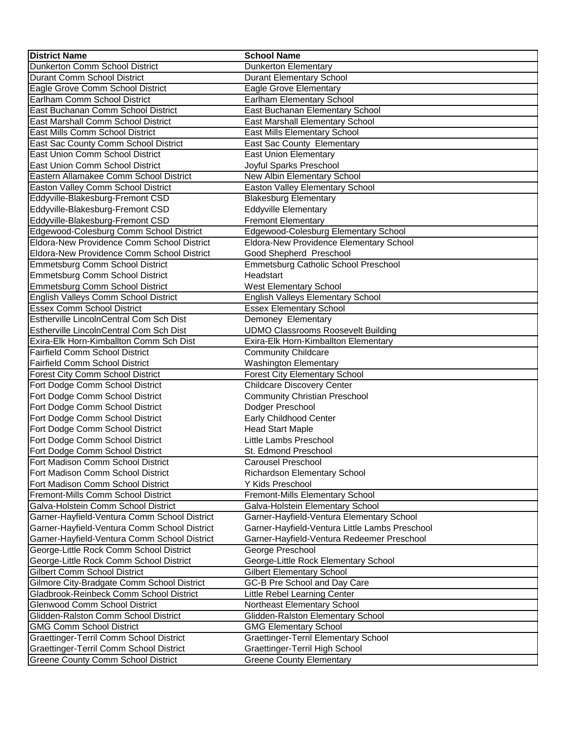| District Name | School Name |
| --- | --- |
| Dunkerton Comm School District | Dunkerton Elementary |
| Durant Comm School District | Durant Elementary School |
| Eagle Grove Comm School District | Eagle Grove Elementary |
| Earlham Comm School District | Earlham Elementary School |
| East Buchanan Comm School District | East Buchanan Elementary School |
| East Marshall Comm School District | East Marshall Elementary School |
| East Mills Comm School District | East Mills Elementary School |
| East Sac County Comm School District | East Sac County Elementary |
| East Union Comm School District | East Union Elementary |
| East Union Comm School District | Joyful Sparks Preschool |
| Eastern Allamakee Comm School District | New Albin Elementary School |
| Easton Valley Comm School District | Easton Valley Elementary School |
| Eddyville-Blakesburg-Fremont CSD | Blakesburg Elementary |
| Eddyville-Blakesburg-Fremont CSD | Eddyville Elementary |
| Eddyville-Blakesburg-Fremont CSD | Fremont Elementary |
| Edgewood-Colesburg Comm School District | Edgewood-Colesburg Elementary School |
| Eldora-New Providence Comm School District | Eldora-New Providence Elementary School |
| Eldora-New Providence Comm School District | Good Shepherd Preschool |
| Emmetsburg Comm School District | Emmetsburg Catholic School Preschool |
| Emmetsburg Comm School District | Headstart |
| Emmetsburg Comm School District | West Elementary School |
| English Valleys Comm School District | English Valleys Elementary School |
| Essex Comm School District | Essex Elementary School |
| Estherville LincolnCentral Com Sch Dist | Demoney Elementary |
| Estherville LincolnCentral Com Sch Dist | UDMO Classrooms Roosevelt Building |
| Exira-Elk Horn-Kimballton Comm Sch Dist | Exira-Elk Horn-Kimballton Elementary |
| Fairfield Comm School District | Community Childcare |
| Fairfield Comm School District | Washington Elementary |
| Forest City Comm School District | Forest City Elementary School |
| Fort Dodge Comm School District | Childcare Discovery Center |
| Fort Dodge Comm School District | Community Christian Preschool |
| Fort Dodge Comm School District | Dodger Preschool |
| Fort Dodge Comm School District | Early Childhood Center |
| Fort Dodge Comm School District | Head Start Maple |
| Fort Dodge Comm School District | Little Lambs Preschool |
| Fort Dodge Comm School District | St. Edmond Preschool |
| Fort Madison Comm School District | Carousel Preschool |
| Fort Madison Comm School District | Richardson Elementary School |
| Fort Madison Comm School District | Y Kids Preschool |
| Fremont-Mills Comm School District | Fremont-Mills Elementary School |
| Galva-Holstein Comm School District | Galva-Holstein Elementary School |
| Garner-Hayfield-Ventura Comm School District | Garner-Hayfield-Ventura Elementary School |
| Garner-Hayfield-Ventura Comm School District | Garner-Hayfield-Ventura Little Lambs Preschool |
| Garner-Hayfield-Ventura Comm School District | Garner-Hayfield-Ventura Redeemer Preschool |
| George-Little Rock Comm School District | George Preschool |
| George-Little Rock Comm School District | George-Little Rock Elementary School |
| Gilbert Comm School District | Gilbert Elementary School |
| Gilmore City-Bradgate Comm School District | GC-B Pre School and Day Care |
| Gladbrook-Reinbeck Comm School District | Little Rebel Learning Center |
| Glenwood Comm School District | Northeast Elementary School |
| Glidden-Ralston Comm School District | Glidden-Ralston Elementary School |
| GMG Comm School District | GMG Elementary School |
| Graettinger-Terril Comm School District | Graettinger-Terril Elementary School |
| Graettinger-Terril Comm School District | Graettinger-Terril High School |
| Greene County Comm School District | Greene County Elementary |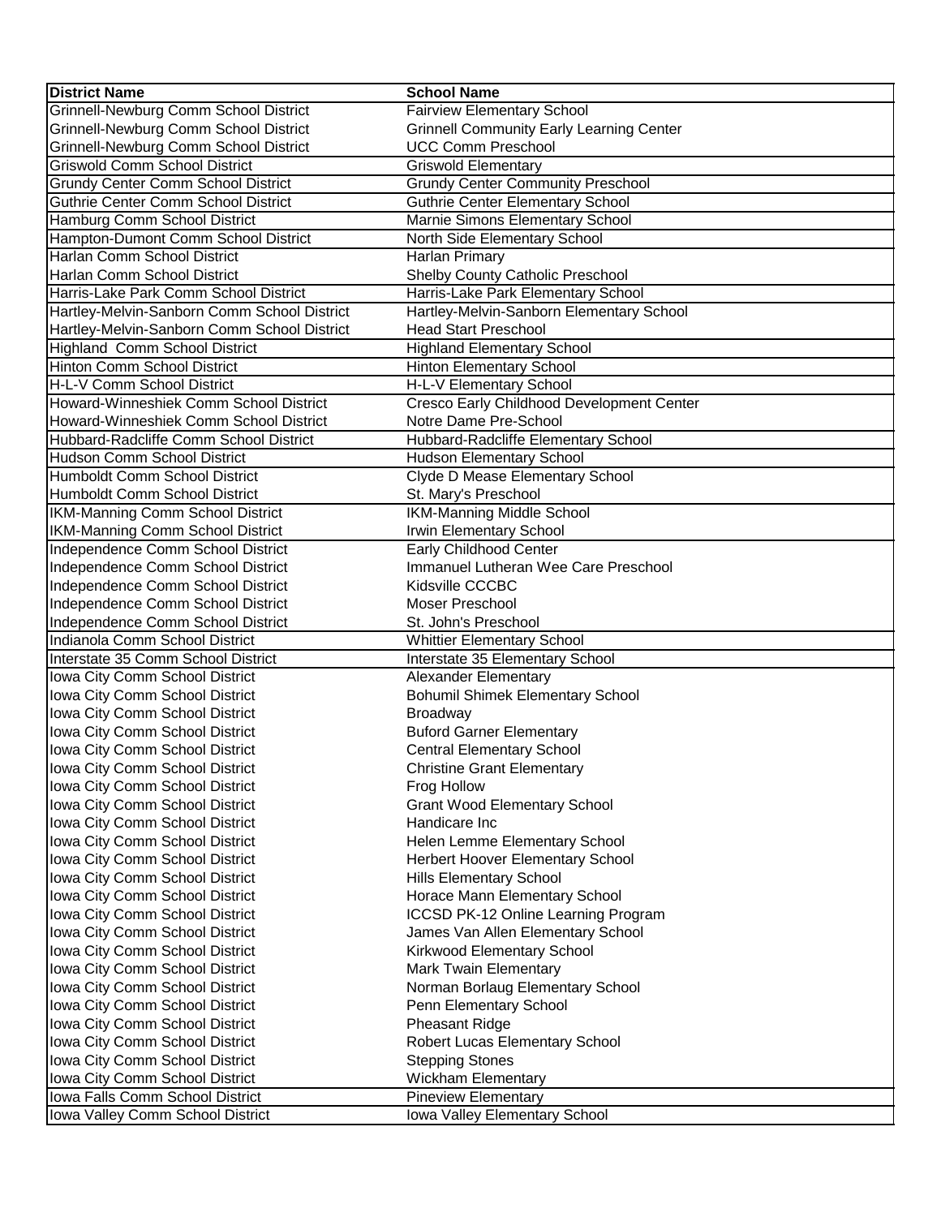| District Name | School Name |
|---|---|
| Grinnell-Newburg Comm School District | Fairview Elementary School |
| Grinnell-Newburg Comm School District | Grinnell Community Early Learning Center |
| Grinnell-Newburg Comm School District | UCC Comm Preschool |
| Griswold Comm School District | Griswold Elementary |
| Grundy Center Comm School District | Grundy Center Community Preschool |
| Guthrie Center Comm School District | Guthrie Center Elementary School |
| Hamburg Comm School District | Marnie Simons Elementary School |
| Hampton-Dumont Comm School District | North Side Elementary School |
| Harlan Comm School District | Harlan Primary |
| Harlan Comm School District | Shelby County Catholic Preschool |
| Harris-Lake Park Comm School District | Harris-Lake Park Elementary School |
| Hartley-Melvin-Sanborn Comm School District | Hartley-Melvin-Sanborn Elementary School |
| Hartley-Melvin-Sanborn Comm School District | Head Start Preschool |
| Highland Comm School District | Highland Elementary School |
| Hinton Comm School District | Hinton Elementary School |
| H-L-V Comm School District | H-L-V Elementary School |
| Howard-Winneshiek Comm School District | Cresco Early Childhood Development Center |
| Howard-Winneshiek Comm School District | Notre Dame Pre-School |
| Hubbard-Radcliffe Comm School District | Hubbard-Radcliffe Elementary School |
| Hudson Comm School District | Hudson Elementary School |
| Humboldt Comm School District | Clyde D Mease Elementary School |
| Humboldt Comm School District | St. Mary's Preschool |
| IKM-Manning Comm School District | IKM-Manning Middle School |
| IKM-Manning Comm School District | Irwin Elementary School |
| Independence Comm School District | Early Childhood Center |
| Independence Comm School District | Immanuel Lutheran Wee Care Preschool |
| Independence Comm School District | Kidsville CCCBC |
| Independence Comm School District | Moser Preschool |
| Independence Comm School District | St. John's Preschool |
| Indianola Comm School District | Whittier Elementary School |
| Interstate 35 Comm School District | Interstate 35 Elementary School |
| Iowa City Comm School District | Alexander Elementary |
| Iowa City Comm School District | Bohumil Shimek Elementary School |
| Iowa City Comm School District | Broadway |
| Iowa City Comm School District | Buford Garner Elementary |
| Iowa City Comm School District | Central Elementary School |
| Iowa City Comm School District | Christine Grant Elementary |
| Iowa City Comm School District | Frog Hollow |
| Iowa City Comm School District | Grant Wood Elementary School |
| Iowa City Comm School District | Handicare Inc |
| Iowa City Comm School District | Helen Lemme Elementary School |
| Iowa City Comm School District | Herbert Hoover Elementary School |
| Iowa City Comm School District | Hills Elementary School |
| Iowa City Comm School District | Horace Mann Elementary School |
| Iowa City Comm School District | ICCSD PK-12 Online Learning Program |
| Iowa City Comm School District | James Van Allen Elementary School |
| Iowa City Comm School District | Kirkwood Elementary School |
| Iowa City Comm School District | Mark Twain Elementary |
| Iowa City Comm School District | Norman Borlaug Elementary School |
| Iowa City Comm School District | Penn Elementary School |
| Iowa City Comm School District | Pheasant Ridge |
| Iowa City Comm School District | Robert Lucas Elementary School |
| Iowa City Comm School District | Stepping Stones |
| Iowa City Comm School District | Wickham Elementary |
| Iowa Falls Comm School District | Pineview Elementary |
| Iowa Valley Comm School District | Iowa Valley Elementary School |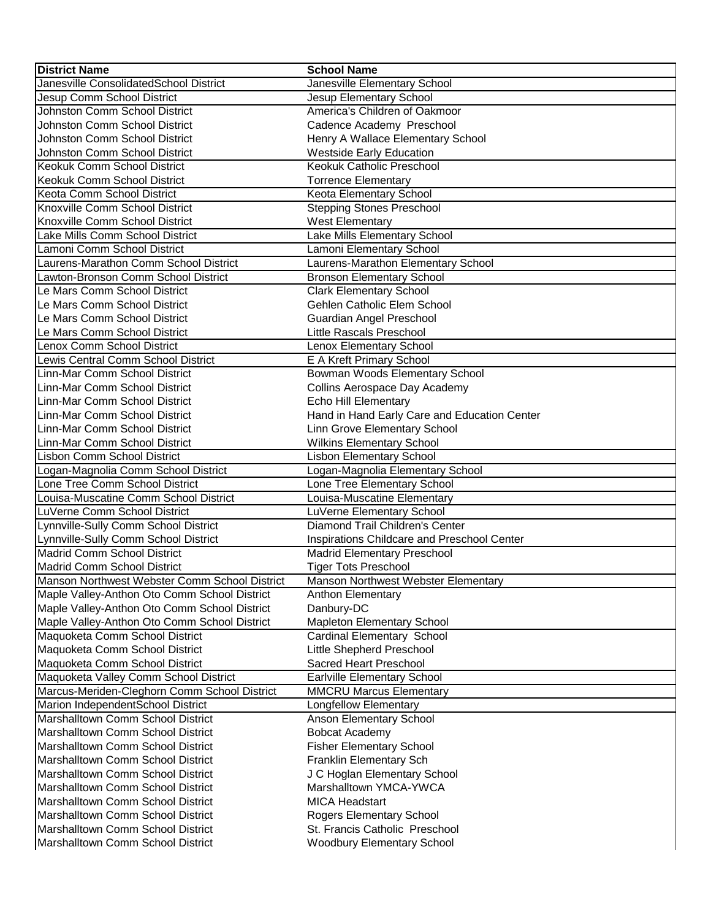| District Name | School Name |
|---|---|
| Janesville ConsolidatedSchool District | Janesville Elementary School |
| Jesup Comm School District | Jesup Elementary School |
| Johnston Comm School District | America's Children of Oakmoor |
| Johnston Comm School District | Cadence Academy Preschool |
| Johnston Comm School District | Henry A Wallace Elementary School |
| Johnston Comm School District | Westside Early Education |
| Keokuk Comm School District | Keokuk Catholic Preschool |
| Keokuk Comm School District | Torrence Elementary |
| Keota Comm School District | Keota Elementary School |
| Knoxville Comm School District | Stepping Stones Preschool |
| Knoxville Comm School District | West Elementary |
| Lake Mills Comm School District | Lake Mills Elementary School |
| Lamoni Comm School District | Lamoni Elementary School |
| Laurens-Marathon Comm School District | Laurens-Marathon Elementary School |
| Lawton-Bronson Comm School District | Bronson Elementary School |
| Le Mars Comm School District | Clark Elementary School |
| Le Mars Comm School District | Gehlen Catholic Elem School |
| Le Mars Comm School District | Guardian Angel Preschool |
| Le Mars Comm School District | Little Rascals Preschool |
| Lenox Comm School District | Lenox Elementary School |
| Lewis Central Comm School District | E A Kreft Primary School |
| Linn-Mar Comm School District | Bowman Woods Elementary School |
| Linn-Mar Comm School District | Collins Aerospace Day Academy |
| Linn-Mar Comm School District | Echo Hill Elementary |
| Linn-Mar Comm School District | Hand in Hand Early Care and Education Center |
| Linn-Mar Comm School District | Linn Grove Elementary School |
| Linn-Mar Comm School District | Wilkins Elementary School |
| Lisbon Comm School District | Lisbon Elementary School |
| Logan-Magnolia Comm School District | Logan-Magnolia Elementary School |
| Lone Tree Comm School District | Lone Tree Elementary School |
| Louisa-Muscatine Comm School District | Louisa-Muscatine Elementary |
| LuVerne Comm School District | LuVerne Elementary School |
| Lynnville-Sully Comm School District | Diamond Trail Children's Center |
| Lynnville-Sully Comm School District | Inspirations Childcare and Preschool Center |
| Madrid Comm School District | Madrid Elementary Preschool |
| Madrid Comm School District | Tiger Tots Preschool |
| Manson Northwest Webster Comm School District | Manson Northwest Webster Elementary |
| Maple Valley-Anthon Oto Comm School District | Anthon Elementary |
| Maple Valley-Anthon Oto Comm School District | Danbury-DC |
| Maple Valley-Anthon Oto Comm School District | Mapleton Elementary School |
| Maquoketa Comm School District | Cardinal Elementary School |
| Maquoketa Comm School District | Little Shepherd Preschool |
| Maquoketa Comm School District | Sacred Heart Preschool |
| Maquoketa Valley Comm School District | Earlville Elementary School |
| Marcus-Meriden-Cleghorn Comm School District | MMCRU Marcus Elementary |
| Marion IndependentSchool District | Longfellow Elementary |
| Marshalltown Comm School District | Anson Elementary School |
| Marshalltown Comm School District | Bobcat Academy |
| Marshalltown Comm School District | Fisher Elementary School |
| Marshalltown Comm School District | Franklin Elementary Sch |
| Marshalltown Comm School District | J C Hoglan Elementary School |
| Marshalltown Comm School District | Marshalltown YMCA-YWCA |
| Marshalltown Comm School District | MICA Headstart |
| Marshalltown Comm School District | Rogers Elementary School |
| Marshalltown Comm School District | St. Francis Catholic Preschool |
| Marshalltown Comm School District | Woodbury Elementary School |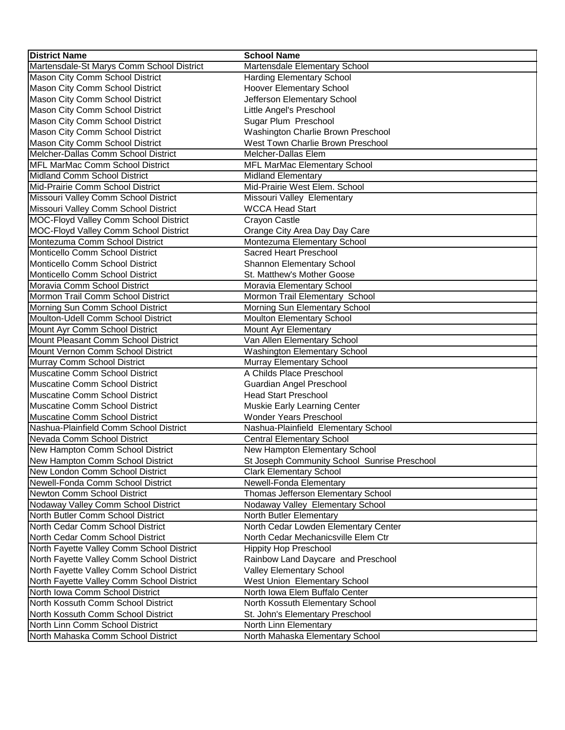| District Name | School Name |
| --- | --- |
| Martensdale-St Marys Comm School District | Martensdale Elementary School |
| Mason City Comm School District | Harding Elementary School |
| Mason City Comm School District | Hoover Elementary School |
| Mason City Comm School District | Jefferson Elementary School |
| Mason City Comm School District | Little Angel's Preschool |
| Mason City Comm School District | Sugar Plum Preschool |
| Mason City Comm School District | Washington Charlie Brown Preschool |
| Mason City Comm School District | West Town Charlie Brown Preschool |
| Melcher-Dallas Comm School District | Melcher-Dallas Elem |
| MFL MarMac Comm School District | MFL MarMac Elementary School |
| Midland Comm School District | Midland Elementary |
| Mid-Prairie Comm School District | Mid-Prairie West Elem. School |
| Missouri Valley Comm School District | Missouri Valley Elementary |
| Missouri Valley Comm School District | WCCA Head Start |
| MOC-Floyd Valley Comm School District | Crayon Castle |
| MOC-Floyd Valley Comm School District | Orange City Area Day Day Care |
| Montezuma Comm School District | Montezuma Elementary School |
| Monticello Comm School District | Sacred Heart Preschool |
| Monticello Comm School District | Shannon Elementary School |
| Monticello Comm School District | St. Matthew's Mother Goose |
| Moravia Comm School District | Moravia Elementary School |
| Mormon Trail Comm School District | Mormon Trail Elementary School |
| Morning Sun Comm School District | Morning Sun Elementary School |
| Moulton-Udell Comm School District | Moulton Elementary School |
| Mount Ayr Comm School District | Mount Ayr Elementary |
| Mount Pleasant Comm School District | Van Allen Elementary School |
| Mount Vernon Comm School District | Washington Elementary School |
| Murray Comm School District | Murray Elementary School |
| Muscatine Comm School District | A Childs Place Preschool |
| Muscatine Comm School District | Guardian Angel Preschool |
| Muscatine Comm School District | Head Start Preschool |
| Muscatine Comm School District | Muskie Early Learning Center |
| Muscatine Comm School District | Wonder Years Preschool |
| Nashua-Plainfield Comm School District | Nashua-Plainfield Elementary School |
| Nevada Comm School District | Central Elementary School |
| New Hampton Comm School District | New Hampton Elementary School |
| New Hampton Comm School District | St Joseph Community School Sunrise Preschool |
| New London Comm School District | Clark Elementary School |
| Newell-Fonda Comm School District | Newell-Fonda Elementary |
| Newton Comm School District | Thomas Jefferson Elementary School |
| Nodaway Valley Comm School District | Nodaway Valley Elementary School |
| North Butler Comm School District | North Butler Elementary |
| North Cedar Comm School District | North Cedar Lowden Elementary Center |
| North Cedar Comm School District | North Cedar Mechanicsville Elem Ctr |
| North Fayette Valley Comm School District | Hippity Hop Preschool |
| North Fayette Valley Comm School District | Rainbow Land Daycare and Preschool |
| North Fayette Valley Comm School District | Valley Elementary School |
| North Fayette Valley Comm School District | West Union Elementary School |
| North Iowa Comm School District | North Iowa Elem Buffalo Center |
| North Kossuth Comm School District | North Kossuth Elementary School |
| North Kossuth Comm School District | St. John's Elementary Preschool |
| North Linn Comm School District | North Linn Elementary |
| North Mahaska Comm School District | North Mahaska Elementary School |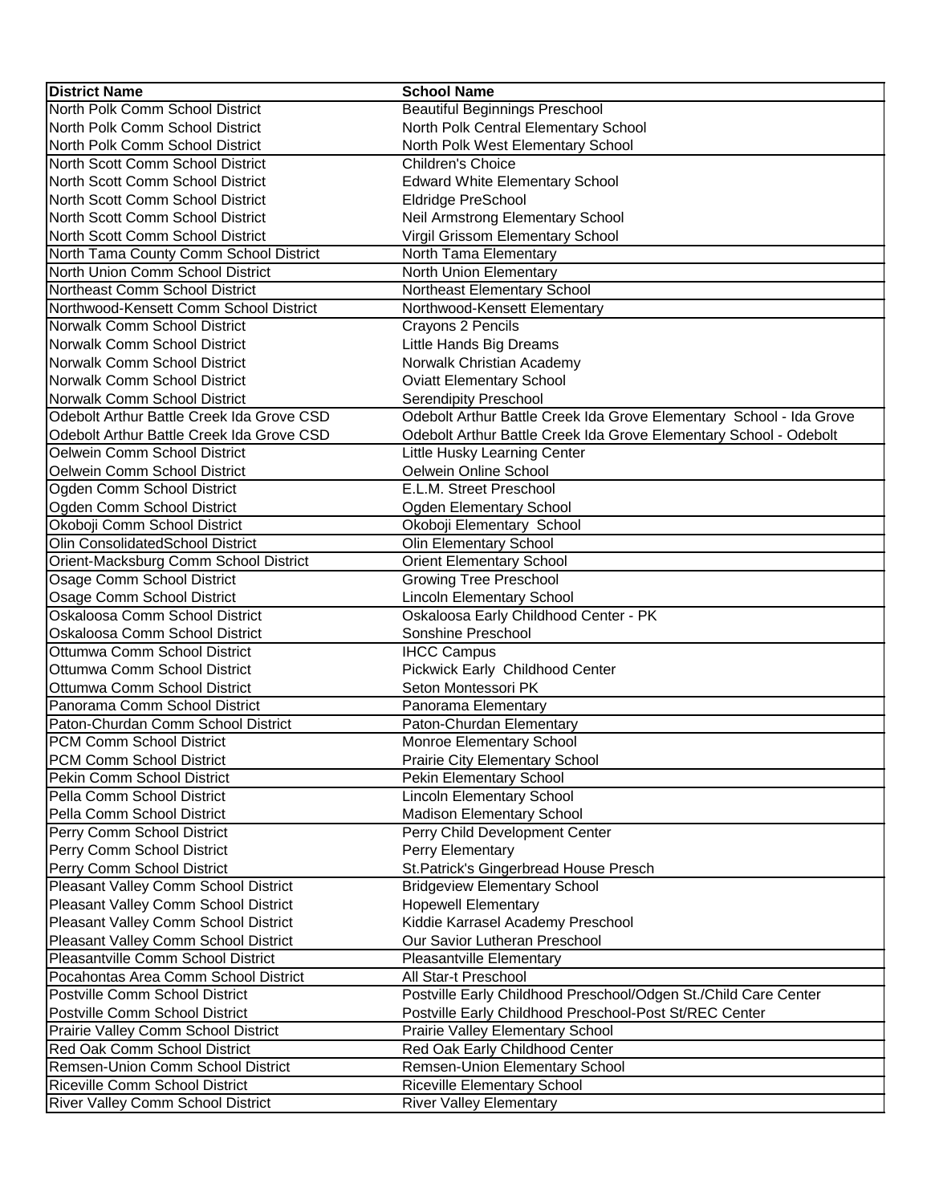| District Name | School Name |
|---|---|
| North Polk Comm School District | Beautiful Beginnings Preschool |
| North Polk Comm School District | North Polk Central Elementary School |
| North Polk Comm School District | North Polk West Elementary School |
| North Scott Comm School District | Children's Choice |
| North Scott Comm School District | Edward White Elementary School |
| North Scott Comm School District | Eldridge PreSchool |
| North Scott Comm School District | Neil Armstrong Elementary School |
| North Scott Comm School District | Virgil Grissom Elementary School |
| North Tama County Comm School District | North Tama Elementary |
| North Union Comm School District | North Union Elementary |
| Northeast Comm School District | Northeast Elementary School |
| Northwood-Kensett Comm School District | Northwood-Kensett Elementary |
| Norwalk Comm School District | Crayons 2 Pencils |
| Norwalk Comm School District | Little Hands Big Dreams |
| Norwalk Comm School District | Norwalk Christian Academy |
| Norwalk Comm School District | Oviatt Elementary School |
| Norwalk Comm School District | Serendipity Preschool |
| Odebolt Arthur Battle Creek Ida Grove CSD | Odebolt Arthur Battle Creek Ida Grove Elementary School - Ida Grove |
| Odebolt Arthur Battle Creek Ida Grove CSD | Odebolt Arthur Battle Creek Ida Grove Elementary School - Odebolt |
| Oelwein Comm School District | Little Husky Learning Center |
| Oelwein Comm School District | Oelwein Online School |
| Ogden Comm School District | E.L.M. Street Preschool |
| Ogden Comm School District | Ogden Elementary School |
| Okoboji Comm School District | Okoboji Elementary School |
| Olin ConsolidatedSchool District | Olin Elementary School |
| Orient-Macksburg Comm School District | Orient Elementary School |
| Osage Comm School District | Growing Tree Preschool |
| Osage Comm School District | Lincoln Elementary School |
| Oskaloosa Comm School District | Oskaloosa Early Childhood Center - PK |
| Oskaloosa Comm School District | Sonshine Preschool |
| Ottumwa Comm School District | IHCC Campus |
| Ottumwa Comm School District | Pickwick Early Childhood Center |
| Ottumwa Comm School District | Seton Montessori PK |
| Panorama Comm School District | Panorama Elementary |
| Paton-Churdan Comm School District | Paton-Churdan Elementary |
| PCM Comm School District | Monroe Elementary School |
| PCM Comm School District | Prairie City Elementary School |
| Pekin Comm School District | Pekin Elementary School |
| Pella Comm School District | Lincoln Elementary School |
| Pella Comm School District | Madison Elementary School |
| Perry Comm School District | Perry Child Development Center |
| Perry Comm School District | Perry Elementary |
| Perry Comm School District | St.Patrick's Gingerbread House Presch |
| Pleasant Valley Comm School District | Bridgeview Elementary School |
| Pleasant Valley Comm School District | Hopewell Elementary |
| Pleasant Valley Comm School District | Kiddie Karrasel Academy Preschool |
| Pleasant Valley Comm School District | Our Savior Lutheran Preschool |
| Pleasantville Comm School District | Pleasantville Elementary |
| Pocahontas Area Comm School District | All Star-t Preschool |
| Postville Comm School District | Postville Early Childhood Preschool/Odgen St./Child Care Center |
| Postville Comm School District | Postville Early Childhood Preschool-Post St/REC Center |
| Prairie Valley Comm School District | Prairie Valley Elementary School |
| Red Oak Comm School District | Red Oak Early Childhood Center |
| Remsen-Union Comm School District | Remsen-Union Elementary School |
| Riceville Comm School District | Riceville Elementary School |
| River Valley Comm School District | River Valley Elementary |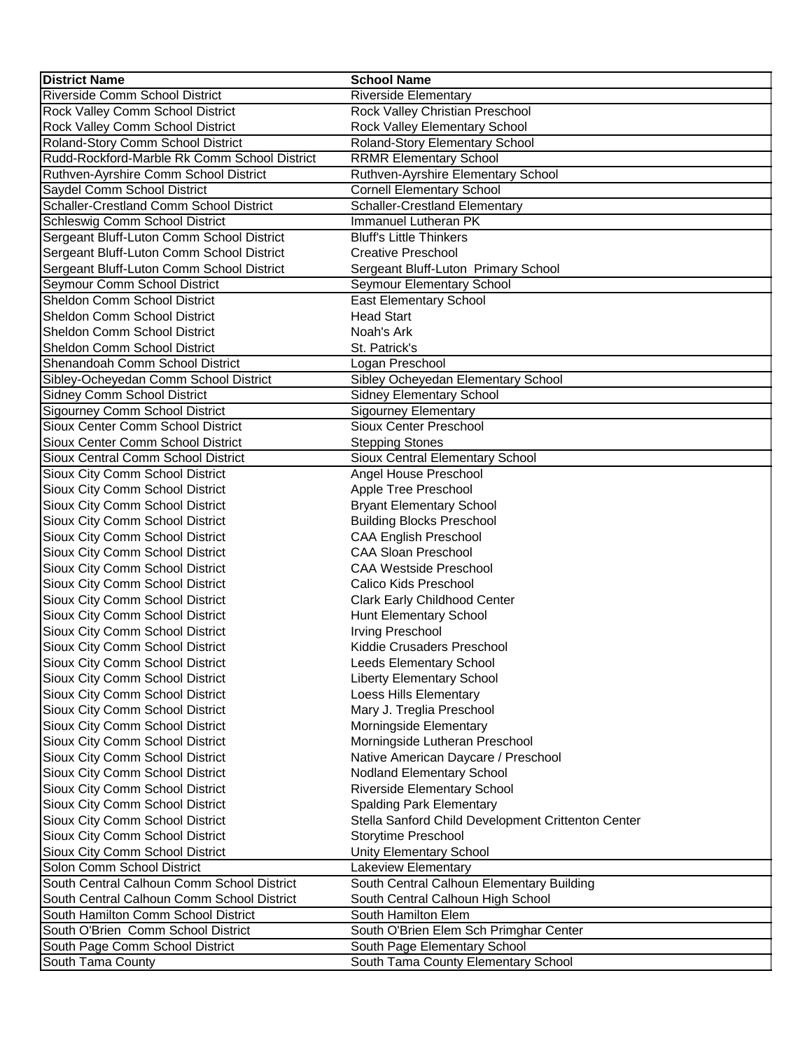| District Name | School Name |
|---|---|
| Riverside Comm School District | Riverside Elementary |
| Rock Valley Comm School District | Rock Valley Christian Preschool |
| Rock Valley Comm School District | Rock Valley Elementary School |
| Roland-Story Comm School District | Roland-Story Elementary School |
| Rudd-Rockford-Marble Rk Comm School District | RRMR Elementary School |
| Ruthven-Ayrshire Comm School District | Ruthven-Ayrshire Elementary School |
| Saydel Comm School District | Cornell Elementary School |
| Schaller-Crestland Comm School District | Schaller-Crestland Elementary |
| Schleswig Comm School District | Immanuel Lutheran PK |
| Sergeant Bluff-Luton Comm School District | Bluff's Little Thinkers |
| Sergeant Bluff-Luton Comm School District | Creative Preschool |
| Sergeant Bluff-Luton Comm School District | Sergeant Bluff-Luton  Primary School |
| Seymour Comm School District | Seymour Elementary School |
| Sheldon Comm School District | East Elementary School |
| Sheldon Comm School District | Head Start |
| Sheldon Comm School District | Noah's Ark |
| Sheldon Comm School District | St. Patrick's |
| Shenandoah Comm School District | Logan Preschool |
| Sibley-Ocheyedan Comm School District | Sibley Ocheyedan Elementary School |
| Sidney Comm School District | Sidney Elementary School |
| Sigourney Comm School District | Sigourney Elementary |
| Sioux Center Comm School District | Sioux Center Preschool |
| Sioux Center Comm School District | Stepping Stones |
| Sioux Central Comm School District | Sioux Central Elementary School |
| Sioux City Comm School District | Angel House Preschool |
| Sioux City Comm School District | Apple Tree Preschool |
| Sioux City Comm School District | Bryant Elementary School |
| Sioux City Comm School District | Building Blocks Preschool |
| Sioux City Comm School District | CAA English Preschool |
| Sioux City Comm School District | CAA Sloan Preschool |
| Sioux City Comm School District | CAA Westside Preschool |
| Sioux City Comm School District | Calico Kids Preschool |
| Sioux City Comm School District | Clark Early Childhood Center |
| Sioux City Comm School District | Hunt Elementary School |
| Sioux City Comm School District | Irving Preschool |
| Sioux City Comm School District | Kiddie Crusaders Preschool |
| Sioux City Comm School District | Leeds Elementary School |
| Sioux City Comm School District | Liberty Elementary School |
| Sioux City Comm School District | Loess Hills Elementary |
| Sioux City Comm School District | Mary J. Treglia Preschool |
| Sioux City Comm School District | Morningside Elementary |
| Sioux City Comm School District | Morningside Lutheran Preschool |
| Sioux City Comm School District | Native American Daycare / Preschool |
| Sioux City Comm School District | Nodland Elementary School |
| Sioux City Comm School District | Riverside Elementary School |
| Sioux City Comm School District | Spalding Park Elementary |
| Sioux City Comm School District | Stella Sanford Child Development Crittenton Center |
| Sioux City Comm School District | Storytime Preschool |
| Sioux City Comm School District | Unity Elementary School |
| Solon Comm School District | Lakeview Elementary |
| South Central Calhoun Comm School District | South Central Calhoun Elementary Building |
| South Central Calhoun Comm School District | South Central Calhoun High School |
| South Hamilton Comm School District | South Hamilton Elem |
| South O'Brien  Comm School District | South O'Brien Elem Sch Primghar Center |
| South Page Comm School District | South Page Elementary School |
| South Tama County | South Tama County Elementary School |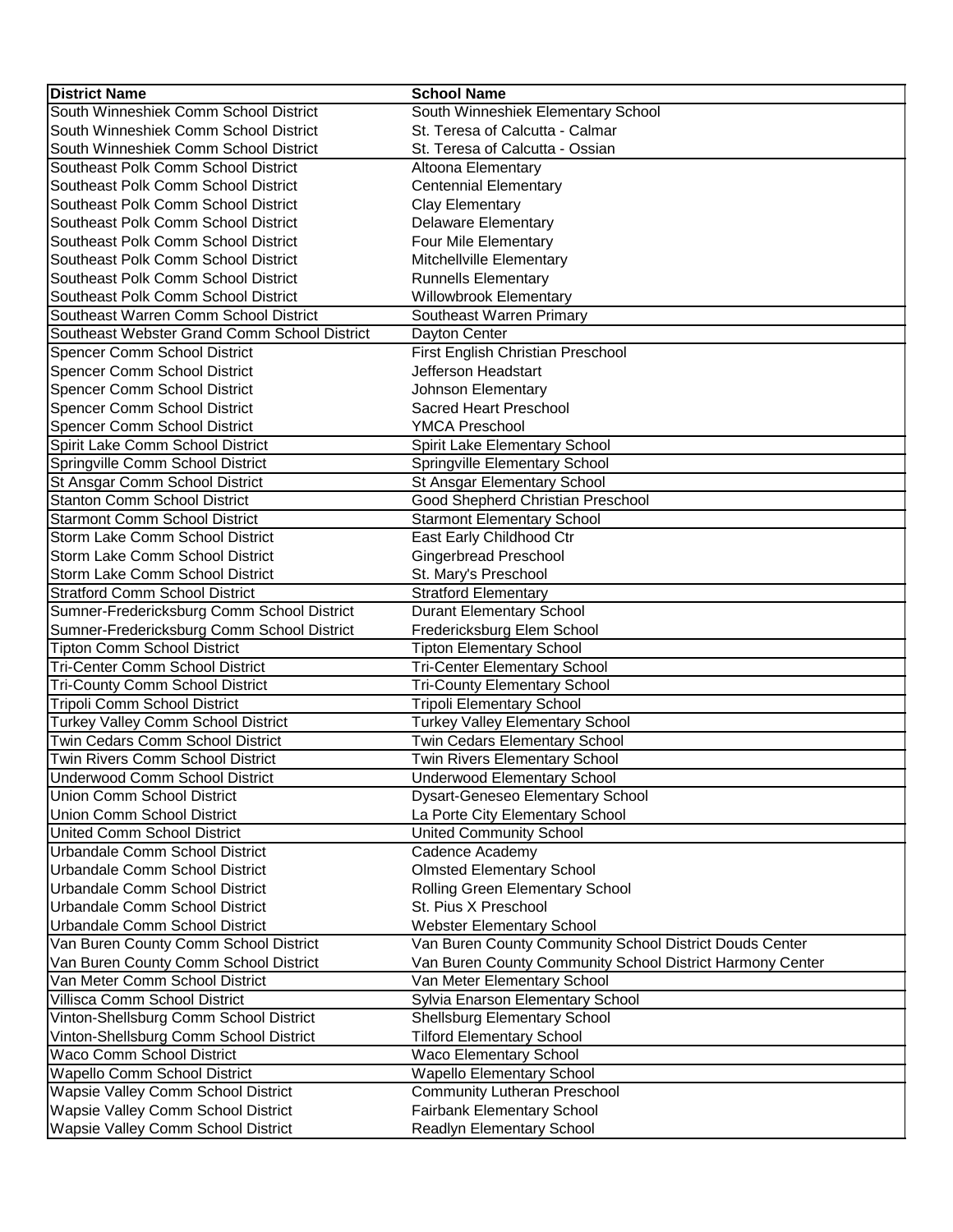| District Name | School Name |
| --- | --- |
| South Winneshiek Comm School District | South Winneshiek Elementary School |
| South Winneshiek Comm School District | St. Teresa of Calcutta - Calmar |
| South Winneshiek Comm School District | St. Teresa of Calcutta - Ossian |
| Southeast Polk Comm School District | Altoona Elementary |
| Southeast Polk Comm School District | Centennial Elementary |
| Southeast Polk Comm School District | Clay Elementary |
| Southeast Polk Comm School District | Delaware Elementary |
| Southeast Polk Comm School District | Four Mile Elementary |
| Southeast Polk Comm School District | Mitchellville Elementary |
| Southeast Polk Comm School District | Runnells Elementary |
| Southeast Polk Comm School District | Willowbrook Elementary |
| Southeast Warren Comm School District | Southeast Warren Primary |
| Southeast Webster Grand Comm School District | Dayton Center |
| Spencer Comm School District | First English Christian Preschool |
| Spencer Comm School District | Jefferson Headstart |
| Spencer Comm School District | Johnson Elementary |
| Spencer Comm School District | Sacred Heart Preschool |
| Spencer Comm School District | YMCA Preschool |
| Spirit Lake Comm School District | Spirit Lake Elementary School |
| Springville Comm School District | Springville Elementary School |
| St Ansgar Comm School District | St Ansgar Elementary School |
| Stanton Comm School District | Good Shepherd Christian Preschool |
| Starmont Comm School District | Starmont Elementary School |
| Storm Lake Comm School District | East Early Childhood Ctr |
| Storm Lake Comm School District | Gingerbread Preschool |
| Storm Lake Comm School District | St. Mary's Preschool |
| Stratford Comm School District | Stratford Elementary |
| Sumner-Fredericksburg Comm School District | Durant Elementary School |
| Sumner-Fredericksburg Comm School District | Fredericksburg Elem School |
| Tipton Comm School District | Tipton Elementary School |
| Tri-Center Comm School District | Tri-Center Elementary School |
| Tri-County Comm School District | Tri-County Elementary School |
| Tripoli Comm School District | Tripoli Elementary School |
| Turkey Valley Comm School District | Turkey Valley Elementary School |
| Twin Cedars Comm School District | Twin Cedars Elementary School |
| Twin Rivers Comm School District | Twin Rivers Elementary School |
| Underwood Comm School District | Underwood Elementary School |
| Union Comm School District | Dysart-Geneseo Elementary School |
| Union Comm School District | La Porte City Elementary School |
| United Comm School District | United Community School |
| Urbandale Comm School District | Cadence Academy |
| Urbandale Comm School District | Olmsted Elementary School |
| Urbandale Comm School District | Rolling Green Elementary School |
| Urbandale Comm School District | St. Pius X Preschool |
| Urbandale Comm School District | Webster Elementary School |
| Van Buren County Comm School District | Van Buren County Community School District Douds Center |
| Van Buren County Comm School District | Van Buren County Community School District Harmony Center |
| Van Meter Comm School District | Van Meter Elementary School |
| Villisca Comm School District | Sylvia Enarson Elementary School |
| Vinton-Shellsburg Comm School District | Shellsburg Elementary School |
| Vinton-Shellsburg Comm School District | Tilford Elementary School |
| Waco Comm School District | Waco Elementary School |
| Wapello Comm School District | Wapello Elementary School |
| Wapsie Valley Comm School District | Community Lutheran Preschool |
| Wapsie Valley Comm School District | Fairbank Elementary School |
| Wapsie Valley Comm School District | Readlyn Elementary School |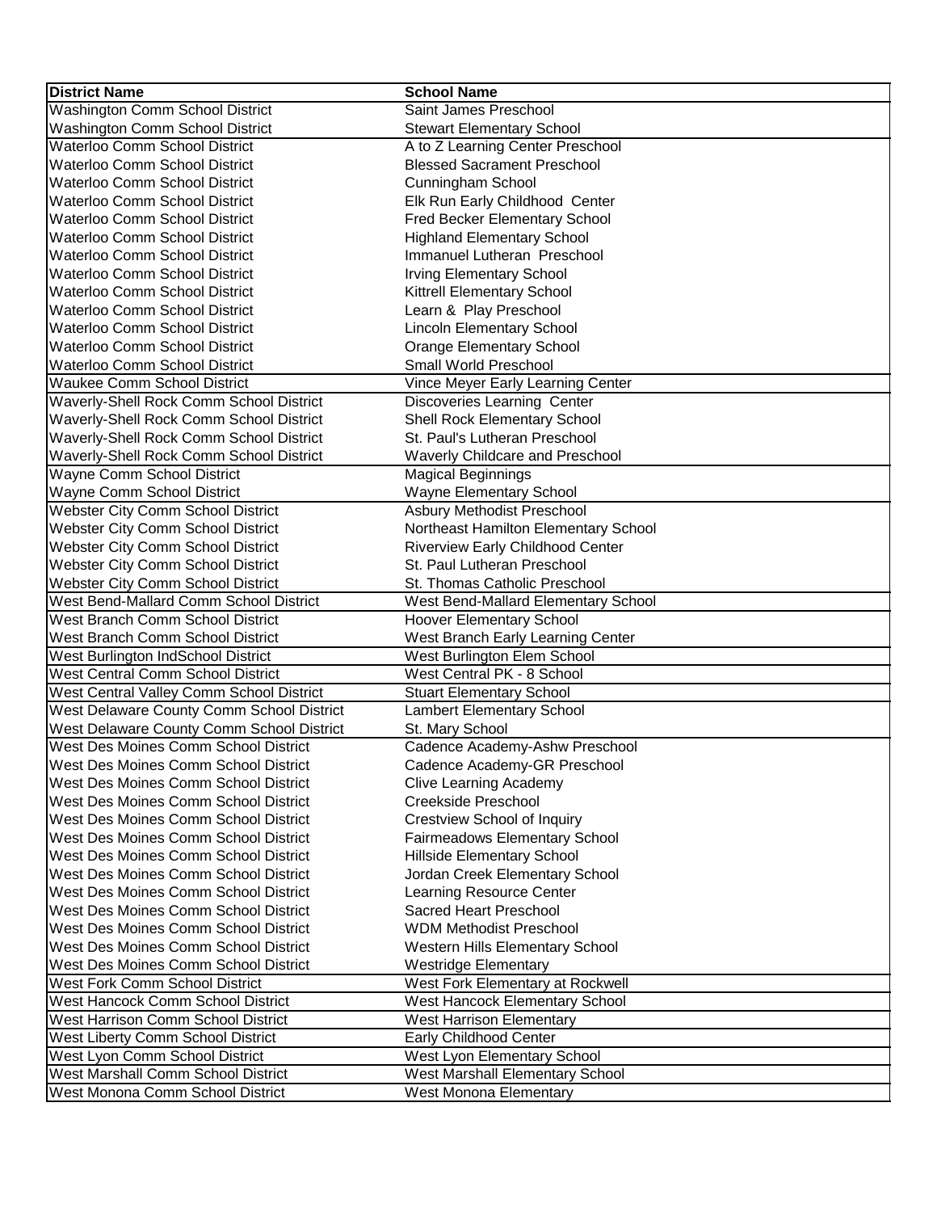| District Name | School Name |
|---|---|
| Washington Comm School District | Saint James Preschool |
| Washington Comm School District | Stewart Elementary School |
| Waterloo Comm School District | A to Z Learning Center Preschool |
| Waterloo Comm School District | Blessed Sacrament Preschool |
| Waterloo Comm School District | Cunningham School |
| Waterloo Comm School District | Elk Run Early Childhood Center |
| Waterloo Comm School District | Fred Becker Elementary School |
| Waterloo Comm School District | Highland Elementary School |
| Waterloo Comm School District | Immanuel Lutheran Preschool |
| Waterloo Comm School District | Irving Elementary School |
| Waterloo Comm School District | Kittrell Elementary School |
| Waterloo Comm School District | Learn & Play Preschool |
| Waterloo Comm School District | Lincoln Elementary School |
| Waterloo Comm School District | Orange Elementary School |
| Waterloo Comm School District | Small World Preschool |
| Waukee Comm School District | Vince Meyer Early Learning Center |
| Waverly-Shell Rock Comm School District | Discoveries Learning Center |
| Waverly-Shell Rock Comm School District | Shell Rock Elementary School |
| Waverly-Shell Rock Comm School District | St. Paul's Lutheran Preschool |
| Waverly-Shell Rock Comm School District | Waverly Childcare and Preschool |
| Wayne Comm School District | Magical Beginnings |
| Wayne Comm School District | Wayne Elementary School |
| Webster City Comm School District | Asbury Methodist Preschool |
| Webster City Comm School District | Northeast Hamilton Elementary School |
| Webster City Comm School District | Riverview Early Childhood Center |
| Webster City Comm School District | St. Paul Lutheran Preschool |
| Webster City Comm School District | St. Thomas Catholic Preschool |
| West Bend-Mallard Comm School District | West Bend-Mallard Elementary School |
| West Branch Comm School District | Hoover Elementary School |
| West Branch Comm School District | West Branch Early Learning Center |
| West Burlington IndSchool District | West Burlington Elem School |
| West Central Comm School District | West Central PK - 8 School |
| West Central Valley Comm School District | Stuart Elementary School |
| West Delaware County Comm School District | Lambert Elementary School |
| West Delaware County Comm School District | St. Mary School |
| West Des Moines Comm School District | Cadence Academy-Ashw Preschool |
| West Des Moines Comm School District | Cadence Academy-GR Preschool |
| West Des Moines Comm School District | Clive Learning Academy |
| West Des Moines Comm School District | Creekside Preschool |
| West Des Moines Comm School District | Crestview School of Inquiry |
| West Des Moines Comm School District | Fairmeadows Elementary School |
| West Des Moines Comm School District | Hillside Elementary School |
| West Des Moines Comm School District | Jordan Creek Elementary School |
| West Des Moines Comm School District | Learning Resource Center |
| West Des Moines Comm School District | Sacred Heart Preschool |
| West Des Moines Comm School District | WDM Methodist Preschool |
| West Des Moines Comm School District | Western Hills Elementary School |
| West Des Moines Comm School District | Westridge Elementary |
| West Fork Comm School District | West Fork Elementary at Rockwell |
| West Hancock Comm School District | West Hancock Elementary School |
| West Harrison Comm School District | West Harrison Elementary |
| West Liberty Comm School District | Early Childhood Center |
| West Lyon Comm School District | West Lyon Elementary School |
| West Marshall Comm School District | West Marshall Elementary School |
| West Monona Comm School District | West Monona Elementary |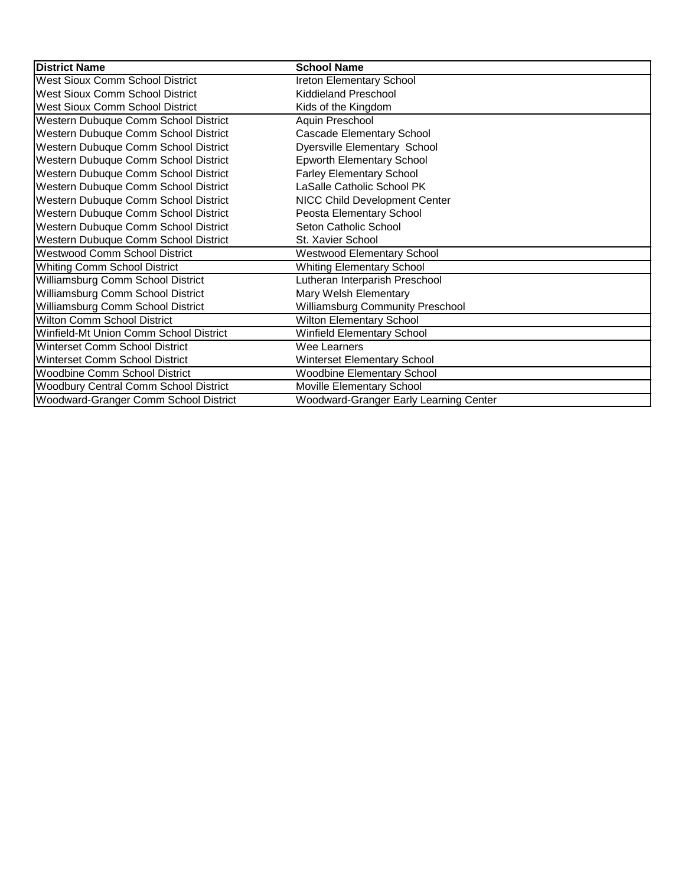| District Name | School Name |
| --- | --- |
| West Sioux Comm School District | Ireton Elementary School |
| West Sioux Comm School District | Kiddieland Preschool |
| West Sioux Comm School District | Kids of the Kingdom |
| Western Dubuque Comm School District | Aquin Preschool |
| Western Dubuque Comm School District | Cascade Elementary School |
| Western Dubuque Comm School District | Dyersville Elementary  School |
| Western Dubuque Comm School District | Epworth Elementary School |
| Western Dubuque Comm School District | Farley Elementary School |
| Western Dubuque Comm School District | LaSalle Catholic School PK |
| Western Dubuque Comm School District | NICC Child Development Center |
| Western Dubuque Comm School District | Peosta Elementary School |
| Western Dubuque Comm School District | Seton Catholic School |
| Western Dubuque Comm School District | St. Xavier School |
| Westwood Comm School District | Westwood Elementary School |
| Whiting Comm School District | Whiting Elementary School |
| Williamsburg Comm School District | Lutheran Interparish Preschool |
| Williamsburg Comm School District | Mary Welsh Elementary |
| Williamsburg Comm School District | Williamsburg Community Preschool |
| Wilton Comm School District | Wilton Elementary School |
| Winfield-Mt Union Comm School District | Winfield Elementary School |
| Winterset Comm School District | Wee Learners |
| Winterset Comm School District | Winterset Elementary School |
| Woodbine Comm School District | Woodbine Elementary School |
| Woodbury Central Comm School District | Moville Elementary School |
| Woodward-Granger Comm School District | Woodward-Granger Early Learning Center |